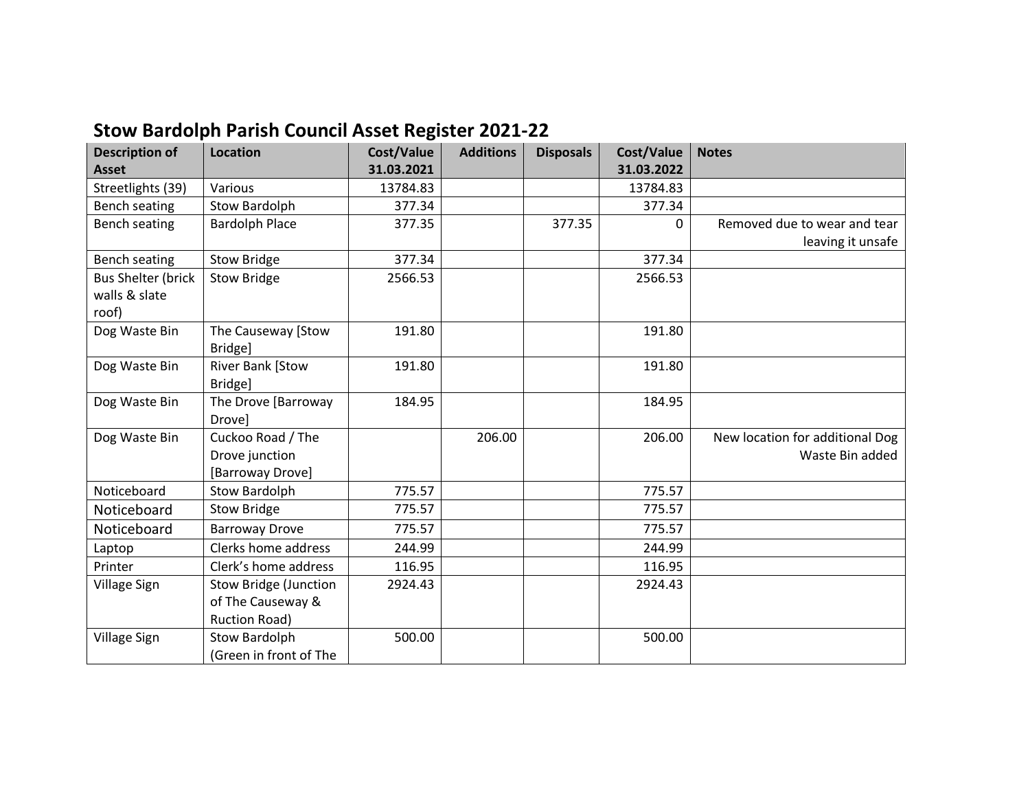# Stow Bardolph Parish Council Asset Register 2021-22

| Description of Asset | Location | Cost/Value 31.03.2021 | Additions | Disposals | Cost/Value 31.03.2022 | Notes |
|---|---|---|---|---|---|---|
| Streetlights (39) | Various | 13784.83 | | | 13784.83 | |
| Bench seating | Stow Bardolph | 377.34 | | | 377.34 | |
| Bench seating | Bardolph Place | 377.35 | | 377.35 | 0 | Removed due to wear and tear leaving it unsafe |
| Bench seating | Stow Bridge | 377.34 | | | 377.34 | |
| Bus Shelter (brick walls & slate roof) | Stow Bridge | 2566.53 | | | 2566.53 | |
| Dog Waste Bin | The Causeway [Stow Bridge] | 191.80 | | | 191.80 | |
| Dog Waste Bin | River Bank [Stow Bridge] | 191.80 | | | 191.80 | |
| Dog Waste Bin | The Drove [Barroway Drove] | 184.95 | | | 184.95 | |
| Dog Waste Bin | Cuckoo Road / The Drove junction [Barroway Drove] | | 206.00 | | 206.00 | New location for additional Dog Waste Bin added |
| Noticeboard | Stow Bardolph | 775.57 | | | 775.57 | |
| Noticeboard | Stow Bridge | 775.57 | | | 775.57 | |
| Noticeboard | Barroway Drove | 775.57 | | | 775.57 | |
| Laptop | Clerks home address | 244.99 | | | 244.99 | |
| Printer | Clerk's home address | 116.95 | | | 116.95 | |
| Village Sign | Stow Bridge (Junction of The Causeway & Ruction Road) | 2924.43 | | | 2924.43 | |
| Village Sign | Stow Bardolph (Green in front of The | 500.00 | | | 500.00 | |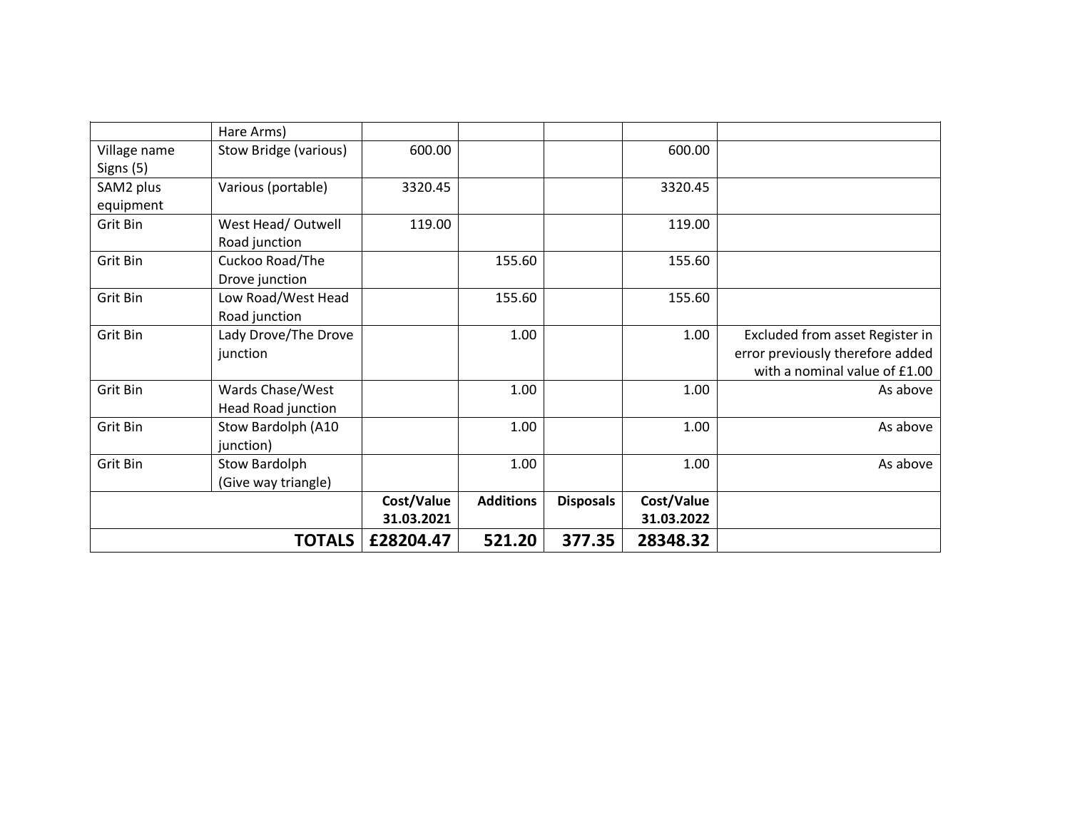| | | | | | | |
|---|---|---|---|---|---|---|
| | Hare Arms) | | | | | |
| Village name Signs (5) | Stow Bridge (various) | 600.00 | | | 600.00 | |
| SAM2 plus equipment | Various (portable) | 3320.45 | | | 3320.45 | |
| Grit Bin | West Head/ Outwell Road junction | 119.00 | | | 119.00 | |
| Grit Bin | Cuckoo Road/The Drove junction | | 155.60 | | 155.60 | |
| Grit Bin | Low Road/West Head Road junction | | 155.60 | | 155.60 | |
| Grit Bin | Lady Drove/The Drove junction | | 1.00 | | 1.00 | Excluded from asset Register in error previously therefore added with a nominal value of £1.00 |
| Grit Bin | Wards Chase/West Head Road junction | | 1.00 | | 1.00 | As above |
| Grit Bin | Stow Bardolph (A10 junction) | | 1.00 | | 1.00 | As above |
| Grit Bin | Stow Bardolph (Give way triangle) | | 1.00 | | 1.00 | As above |
| | | **Cost/Value 31.03.2021** | **Additions** | **Disposals** | **Cost/Value 31.03.2022** | |
| | **TOTALS** | **£28204.47** | **521.20** | **377.35** | **28348.32** | |